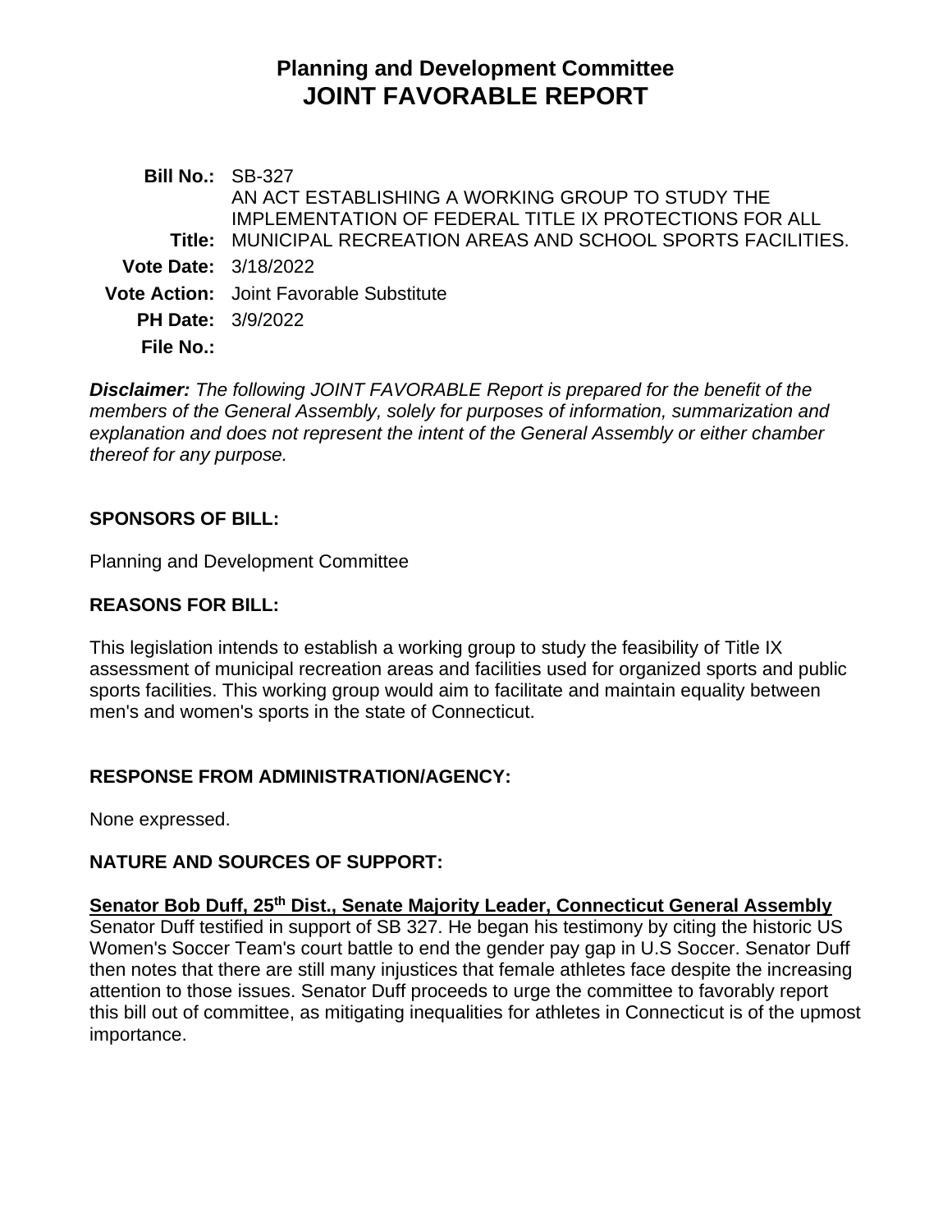# Planning and Development Committee
# JOINT FAVORABLE REPORT

| | |
|---|---|
| **Bill No.:** | SB-327 |
| **Title:** | AN ACT ESTABLISHING A WORKING GROUP TO STUDY THE IMPLEMENTATION OF FEDERAL TITLE IX PROTECTIONS FOR ALL MUNICIPAL RECREATION AREAS AND SCHOOL SPORTS FACILITIES. |
| **Vote Date:** | 3/18/2022 |
| **Vote Action:** | Joint Favorable Substitute |
| **PH Date:** | 3/9/2022 |
| **File No.:** | |

***Disclaimer:*** *The following JOINT FAVORABLE Report is prepared for the benefit of the members of the General Assembly, solely for purposes of information, summarization and explanation and does not represent the intent of the General Assembly or either chamber thereof for any purpose.*

## SPONSORS OF BILL:

Planning and Development Committee

## REASONS FOR BILL:

This legislation intends to establish a working group to study the feasibility of Title IX assessment of municipal recreation areas and facilities used for organized sports and public sports facilities. This working group would aim to facilitate and maintain equality between men's and women's sports in the state of Connecticut.

## RESPONSE FROM ADMINISTRATION/AGENCY:

None expressed.

## NATURE AND SOURCES OF SUPPORT:

**Senator Bob Duff, 25th Dist., Senate Majority Leader, Connecticut General Assembly**

Senator Duff testified in support of SB 327. He began his testimony by citing the historic US Women's Soccer Team's court battle to end the gender pay gap in U.S Soccer. Senator Duff then notes that there are still many injustices that female athletes face despite the increasing attention to those issues. Senator Duff proceeds to urge the committee to favorably report this bill out of committee, as mitigating inequalities for athletes in Connecticut is of the upmost importance.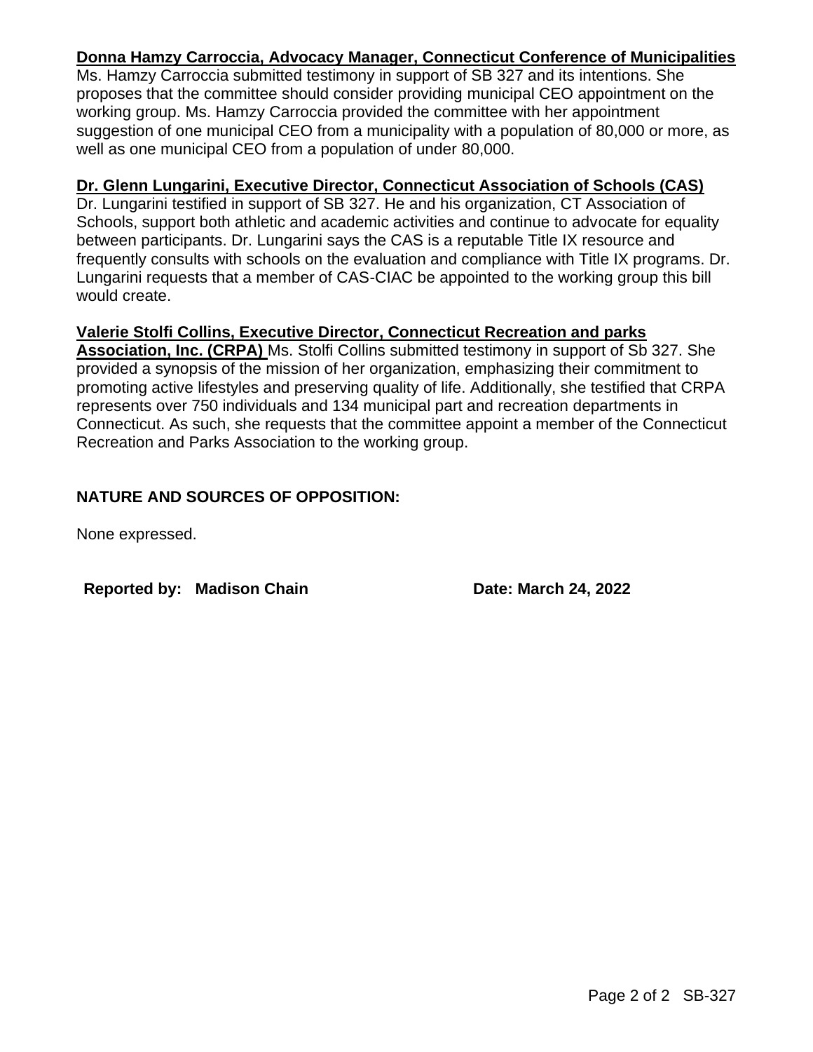**Donna Hamzy Carroccia, Advocacy Manager, Connecticut Conference of Municipalities**
Ms. Hamzy Carroccia submitted testimony in support of SB 327 and its intentions. She proposes that the committee should consider providing municipal CEO appointment on the working group. Ms. Hamzy Carroccia provided the committee with her appointment suggestion of one municipal CEO from a municipality with a population of 80,000 or more, as well as one municipal CEO from a population of under 80,000.

**Dr. Glenn Lungarini, Executive Director, Connecticut Association of Schools (CAS)**
Dr. Lungarini testified in support of SB 327. He and his organization, CT Association of Schools, support both athletic and academic activities and continue to advocate for equality between participants. Dr. Lungarini says the CAS is a reputable Title IX resource and frequently consults with schools on the evaluation and compliance with Title IX programs. Dr. Lungarini requests that a member of CAS-CIAC be appointed to the working group this bill would create.

**Valerie Stolfi Collins, Executive Director, Connecticut Recreation and parks Association, Inc. (CRPA)** Ms. Stolfi Collins submitted testimony in support of Sb 327. She provided a synopsis of the mission of her organization, emphasizing their commitment to promoting active lifestyles and preserving quality of life. Additionally, she testified that CRPA represents over 750 individuals and 134 municipal part and recreation departments in Connecticut. As such, she requests that the committee appoint a member of the Connecticut Recreation and Parks Association to the working group.

**NATURE AND SOURCES OF OPPOSITION:**

None expressed.

**Reported by: Madison Chain** **Date: March 24, 2022**